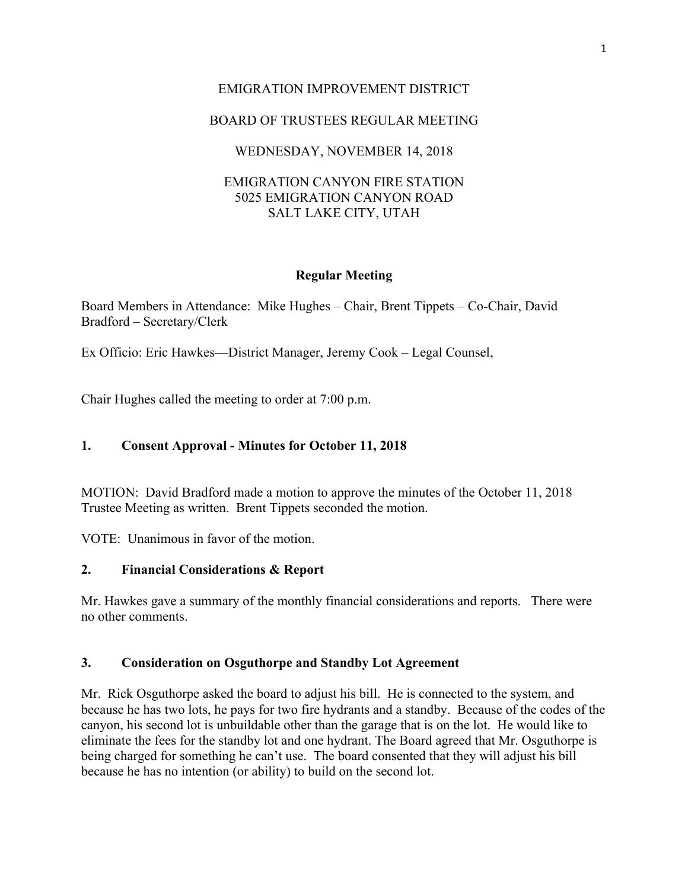# EMIGRATION IMPROVEMENT DISTRICT

## BOARD OF TRUSTEES REGULAR MEETING

WEDNESDAY, NOVEMBER 14, 2018

EMIGRATION CANYON FIRE STATION
5025 EMIGRATION CANYON ROAD
SALT LAKE CITY, UTAH

**Regular Meeting**

Board Members in Attendance: Mike Hughes – Chair, Brent Tippets – Co-Chair, David Bradford – Secretary/Clerk

Ex Officio: Eric Hawkes—District Manager, Jeremy Cook – Legal Counsel,

Chair Hughes called the meeting to order at 7:00 p.m.

### 1. Consent Approval - Minutes for October 11, 2018

MOTION: David Bradford made a motion to approve the minutes of the October 11, 2018 Trustee Meeting as written. Brent Tippets seconded the motion.

VOTE: Unanimous in favor of the motion.

### 2. Financial Considerations & Report

Mr. Hawkes gave a summary of the monthly financial considerations and reports. There were no other comments.

### 3. Consideration on Osguthorpe and Standby Lot Agreement

Mr. Rick Osguthorpe asked the board to adjust his bill. He is connected to the system, and because he has two lots, he pays for two fire hydrants and a standby. Because of the codes of the canyon, his second lot is unbuildable other than the garage that is on the lot. He would like to eliminate the fees for the standby lot and one hydrant. The Board agreed that Mr. Osguthorpe is being charged for something he can't use. The board consented that they will adjust his bill because he has no intention (or ability) to build on the second lot.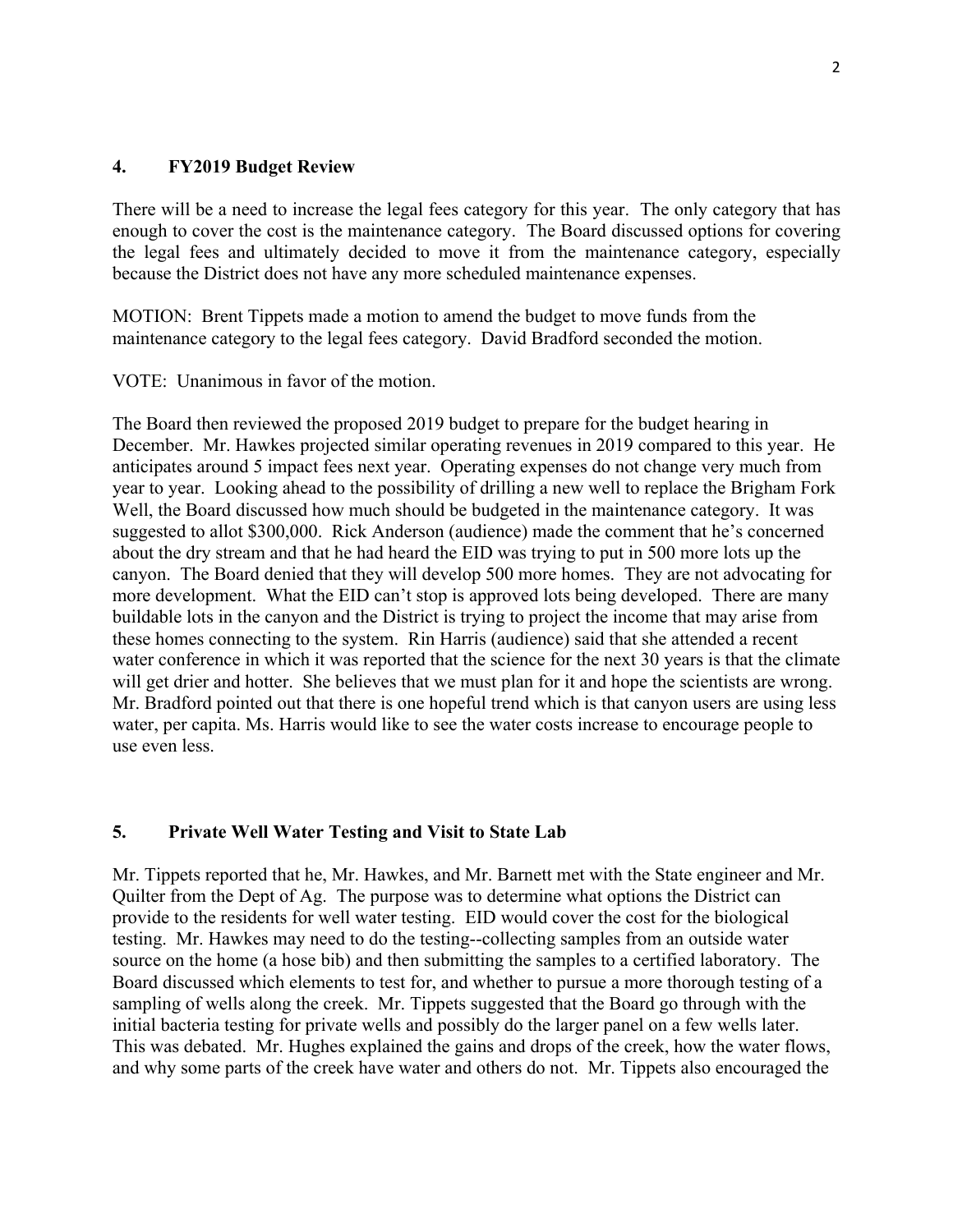## 4. FY2019 Budget Review

There will be a need to increase the legal fees category for this year. The only category that has enough to cover the cost is the maintenance category. The Board discussed options for covering the legal fees and ultimately decided to move it from the maintenance category, especially because the District does not have any more scheduled maintenance expenses.

MOTION: Brent Tippets made a motion to amend the budget to move funds from the maintenance category to the legal fees category. David Bradford seconded the motion.

VOTE: Unanimous in favor of the motion.

The Board then reviewed the proposed 2019 budget to prepare for the budget hearing in December. Mr. Hawkes projected similar operating revenues in 2019 compared to this year. He anticipates around 5 impact fees next year. Operating expenses do not change very much from year to year. Looking ahead to the possibility of drilling a new well to replace the Brigham Fork Well, the Board discussed how much should be budgeted in the maintenance category. It was suggested to allot $300,000. Rick Anderson (audience) made the comment that he's concerned about the dry stream and that he had heard the EID was trying to put in 500 more lots up the canyon. The Board denied that they will develop 500 more homes. They are not advocating for more development. What the EID can't stop is approved lots being developed. There are many buildable lots in the canyon and the District is trying to project the income that may arise from these homes connecting to the system. Rin Harris (audience) said that she attended a recent water conference in which it was reported that the science for the next 30 years is that the climate will get drier and hotter. She believes that we must plan for it and hope the scientists are wrong. Mr. Bradford pointed out that there is one hopeful trend which is that canyon users are using less water, per capita. Ms. Harris would like to see the water costs increase to encourage people to use even less.

## 5. Private Well Water Testing and Visit to State Lab

Mr. Tippets reported that he, Mr. Hawkes, and Mr. Barnett met with the State engineer and Mr. Quilter from the Dept of Ag. The purpose was to determine what options the District can provide to the residents for well water testing. EID would cover the cost for the biological testing. Mr. Hawkes may need to do the testing--collecting samples from an outside water source on the home (a hose bib) and then submitting the samples to a certified laboratory. The Board discussed which elements to test for, and whether to pursue a more thorough testing of a sampling of wells along the creek. Mr. Tippets suggested that the Board go through with the initial bacteria testing for private wells and possibly do the larger panel on a few wells later. This was debated. Mr. Hughes explained the gains and drops of the creek, how the water flows, and why some parts of the creek have water and others do not. Mr. Tippets also encouraged the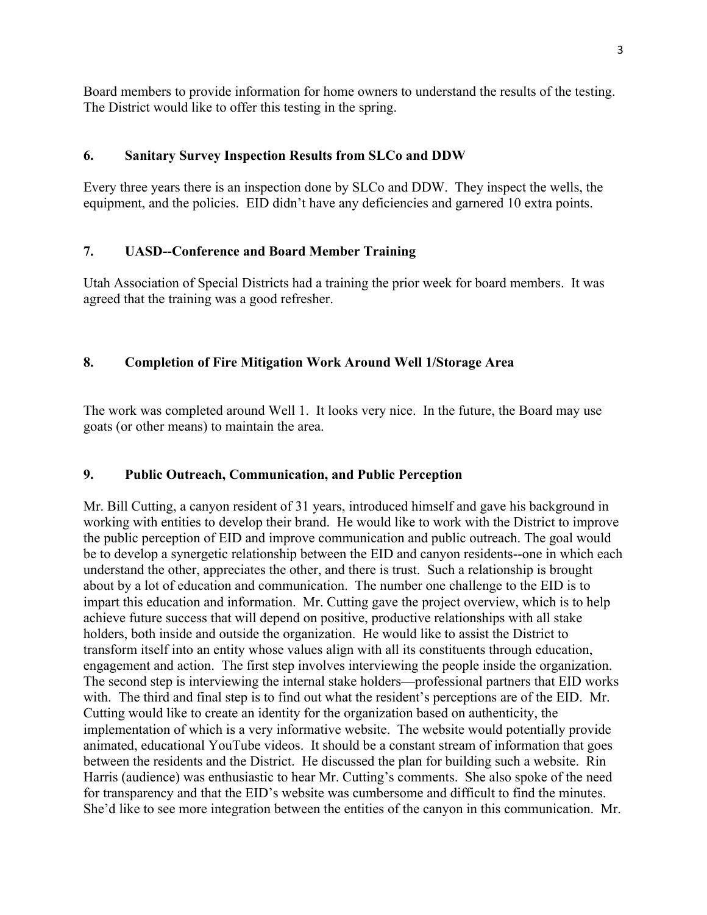Board members to provide information for home owners to understand the results of the testing. The District would like to offer this testing in the spring.

## 6. Sanitary Survey Inspection Results from SLCo and DDW

Every three years there is an inspection done by SLCo and DDW. They inspect the wells, the equipment, and the policies. EID didn't have any deficiencies and garnered 10 extra points.

## 7. UASD--Conference and Board Member Training

Utah Association of Special Districts had a training the prior week for board members. It was agreed that the training was a good refresher.

## 8. Completion of Fire Mitigation Work Around Well 1/Storage Area

The work was completed around Well 1. It looks very nice. In the future, the Board may use goats (or other means) to maintain the area.

## 9. Public Outreach, Communication, and Public Perception

Mr. Bill Cutting, a canyon resident of 31 years, introduced himself and gave his background in working with entities to develop their brand. He would like to work with the District to improve the public perception of EID and improve communication and public outreach. The goal would be to develop a synergetic relationship between the EID and canyon residents--one in which each understand the other, appreciates the other, and there is trust. Such a relationship is brought about by a lot of education and communication. The number one challenge to the EID is to impart this education and information. Mr. Cutting gave the project overview, which is to help achieve future success that will depend on positive, productive relationships with all stake holders, both inside and outside the organization. He would like to assist the District to transform itself into an entity whose values align with all its constituents through education, engagement and action. The first step involves interviewing the people inside the organization. The second step is interviewing the internal stake holders—professional partners that EID works with. The third and final step is to find out what the resident's perceptions are of the EID. Mr. Cutting would like to create an identity for the organization based on authenticity, the implementation of which is a very informative website. The website would potentially provide animated, educational YouTube videos. It should be a constant stream of information that goes between the residents and the District. He discussed the plan for building such a website. Rin Harris (audience) was enthusiastic to hear Mr. Cutting's comments. She also spoke of the need for transparency and that the EID's website was cumbersome and difficult to find the minutes. She'd like to see more integration between the entities of the canyon in this communication. Mr.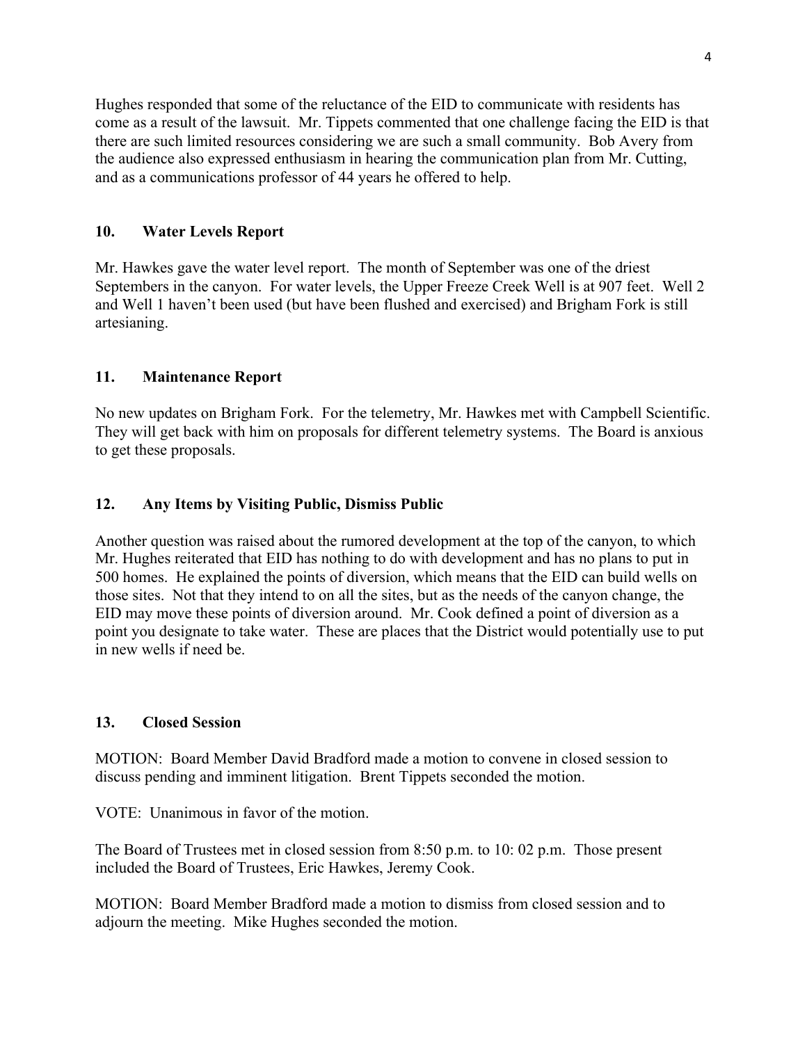Hughes responded that some of the reluctance of the EID to communicate with residents has come as a result of the lawsuit. Mr. Tippets commented that one challenge facing the EID is that there are such limited resources considering we are such a small community. Bob Avery from the audience also expressed enthusiasm in hearing the communication plan from Mr. Cutting, and as a communications professor of 44 years he offered to help.

## 10. Water Levels Report

Mr. Hawkes gave the water level report. The month of September was one of the driest Septembers in the canyon. For water levels, the Upper Freeze Creek Well is at 907 feet. Well 2 and Well 1 haven't been used (but have been flushed and exercised) and Brigham Fork is still artesianing.

## 11. Maintenance Report

No new updates on Brigham Fork. For the telemetry, Mr. Hawkes met with Campbell Scientific. They will get back with him on proposals for different telemetry systems. The Board is anxious to get these proposals.

## 12. Any Items by Visiting Public, Dismiss Public

Another question was raised about the rumored development at the top of the canyon, to which Mr. Hughes reiterated that EID has nothing to do with development and has no plans to put in 500 homes. He explained the points of diversion, which means that the EID can build wells on those sites. Not that they intend to on all the sites, but as the needs of the canyon change, the EID may move these points of diversion around. Mr. Cook defined a point of diversion as a point you designate to take water. These are places that the District would potentially use to put in new wells if need be.

## 13. Closed Session

MOTION: Board Member David Bradford made a motion to convene in closed session to discuss pending and imminent litigation. Brent Tippets seconded the motion.

VOTE: Unanimous in favor of the motion.

The Board of Trustees met in closed session from 8:50 p.m. to 10: 02 p.m. Those present included the Board of Trustees, Eric Hawkes, Jeremy Cook.

MOTION: Board Member Bradford made a motion to dismiss from closed session and to adjourn the meeting. Mike Hughes seconded the motion.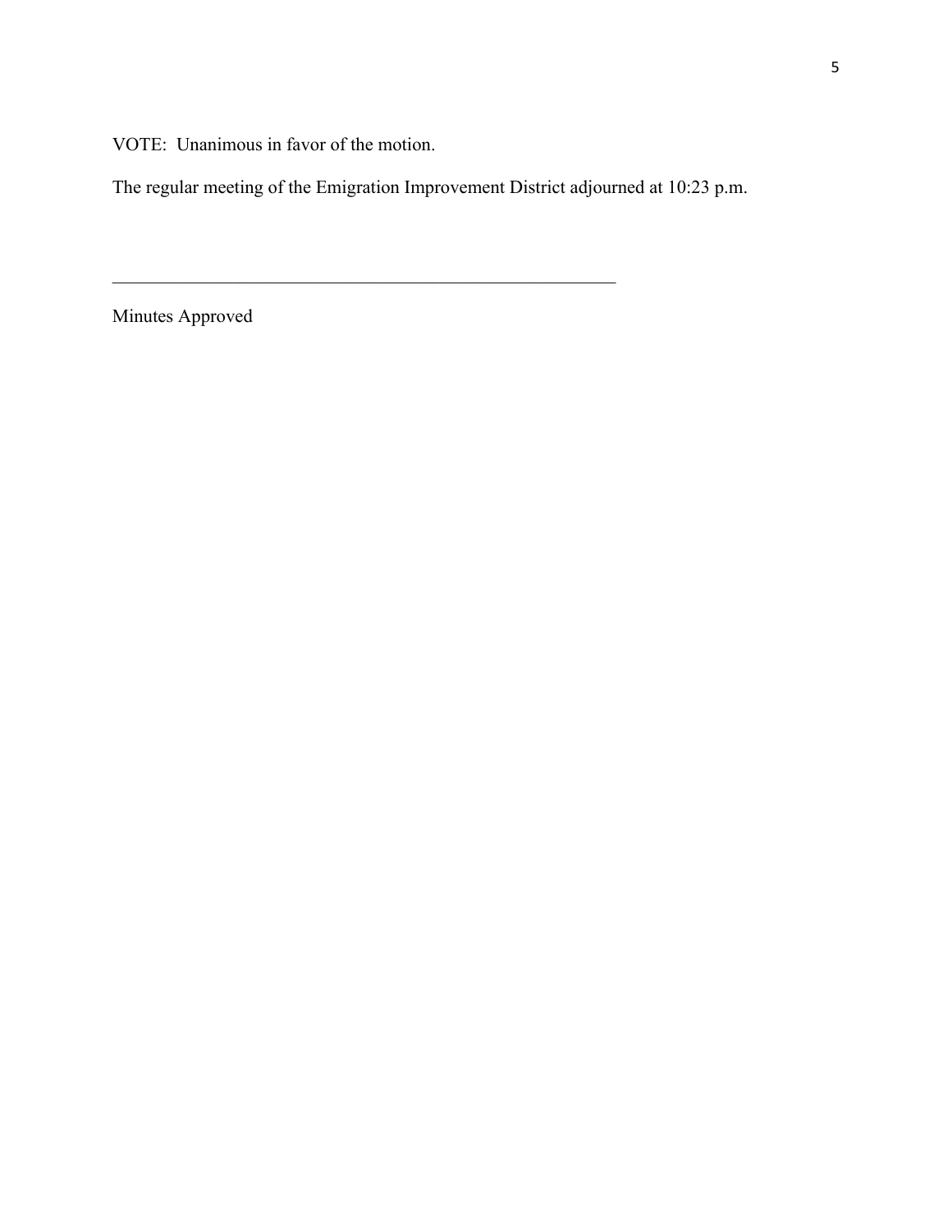VOTE: Unanimous in favor of the motion.

The regular meeting of the Emigration Improvement District adjourned at 10:23 p.m.

\_\_\_\_\_\_\_\_\_\_\_\_\_\_\_\_\_\_\_\_\_\_\_\_\_\_\_\_\_\_\_\_\_\_\_\_\_\_\_\_\_\_\_\_\_\_\_\_\_\_\_\_\_\_

Minutes Approved